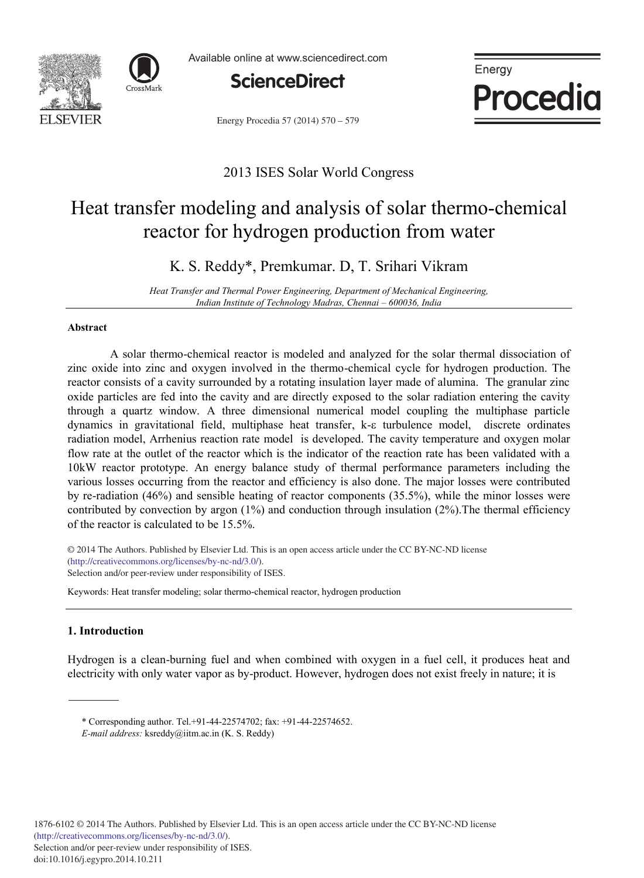2013 ISES Solar World Congress

# Heat transfer modeling and analysis of solar thermo-chemical reactor for hydrogen production from water

K. S. Reddy*, Premkumar. D, T. Srihari Vikram

*Heat Transfer and Thermal Power Engineering, Department of Mechanical Engineering, Indian Institute of Technology Madras, Chennai – 600036, India*

---

### Abstract

A solar thermo-chemical reactor is modeled and analyzed for the solar thermal dissociation of zinc oxide into zinc and oxygen involved in the thermo-chemical cycle for hydrogen production. The reactor consists of a cavity surrounded by a rotating insulation layer made of alumina. The granular zinc oxide particles are fed into the cavity and are directly exposed to the solar radiation entering the cavity through a quartz window. A three dimensional numerical model coupling the multiphase particle dynamics in gravitational field, multiphase heat transfer, k-ε turbulence model, discrete ordinates radiation model, Arrhenius reaction rate model is developed. The cavity temperature and oxygen molar flow rate at the outlet of the reactor which is the indicator of the reaction rate has been validated with a 10kW reactor prototype. An energy balance study of thermal performance parameters including the various losses occurring from the reactor and efficiency is also done. The major losses were contributed by re-radiation (46%) and sensible heating of reactor components (35.5%), while the minor losses were contributed by convection by argon (1%) and conduction through insulation (2%).The thermal efficiency of the reactor is calculated to be 15.5%.

© 2014 The Authors. Published by Elsevier Ltd. This is an open access article under the CC BY-NC-ND license (http://creativecommons.org/licenses/by-nc-nd/3.0/).
Selection and/or peer-review under responsibility of ISES.

Keywords: Heat transfer modeling; solar thermo-chemical reactor, hydrogen production

---

## 1. Introduction

Hydrogen is a clean-burning fuel and when combined with oxygen in a fuel cell, it produces heat and electricity with only water vapor as by-product. However, hydrogen does not exist freely in nature; it is

---

\* Corresponding author. Tel.+91-44-22574702; fax: +91-44-22574652.
*E-mail address:* ksreddy@iitm.ac.in (K. S. Reddy)

1876-6102 © 2014 The Authors. Published by Elsevier Ltd. This is an open access article under the CC BY-NC-ND license (http://creativecommons.org/licenses/by-nc-nd/3.0/).
Selection and/or peer-review under responsibility of ISES.
doi:10.1016/j.egypro.2014.10.211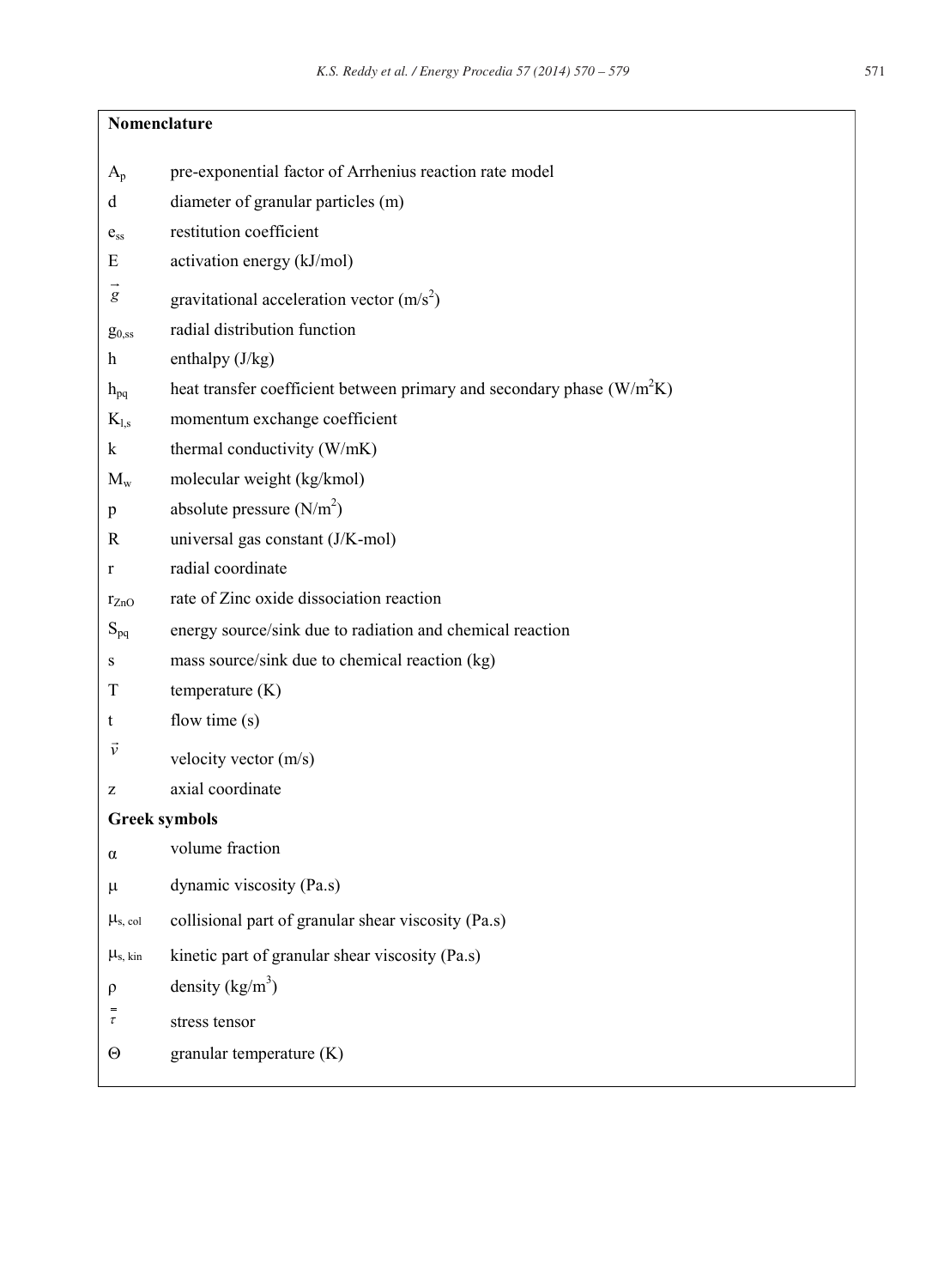## Nomenclature

| | |
|---|---|
| $A_p$ | pre-exponential factor of Arrhenius reaction rate model |
| $d$ | diameter of granular particles (m) |
| $e_{ss}$ | restitution coefficient |
| $E$ | activation energy (kJ/mol) |
| $\vec{g}$ | gravitational acceleration vector (m/s$^2$) |
| $g_{0,ss}$ | radial distribution function |
| $h$ | enthalpy (J/kg) |
| $h_{pq}$ | heat transfer coefficient between primary and secondary phase (W/m$^2$K) |
| $K_{l,s}$ | momentum exchange coefficient |
| $k$ | thermal conductivity (W/mK) |
| $M_w$ | molecular weight (kg/kmol) |
| $p$ | absolute pressure (N/m$^2$) |
| $R$ | universal gas constant (J/K-mol) |
| $r$ | radial coordinate |
| $r_{ZnO}$ | rate of Zinc oxide dissociation reaction |
| $S_{pq}$ | energy source/sink due to radiation and chemical reaction |
| $s$ | mass source/sink due to chemical reaction (kg) |
| $T$ | temperature (K) |
| $t$ | flow time (s) |
| $\vec{v}$ | velocity vector (m/s) |
| $z$ | axial coordinate |

**Greek symbols**

| | |
|---|---|
| $\alpha$ | volume fraction |
| $\mu$ | dynamic viscosity (Pa.s) |
| $\mu_{s,\,col}$ | collisional part of granular shear viscosity (Pa.s) |
| $\mu_{s,\,kin}$ | kinetic part of granular shear viscosity (Pa.s) |
| $\rho$ | density (kg/m$^3$) |
| $\bar{\bar{\tau}}$ | stress tensor |
| $\Theta$ | granular temperature (K) |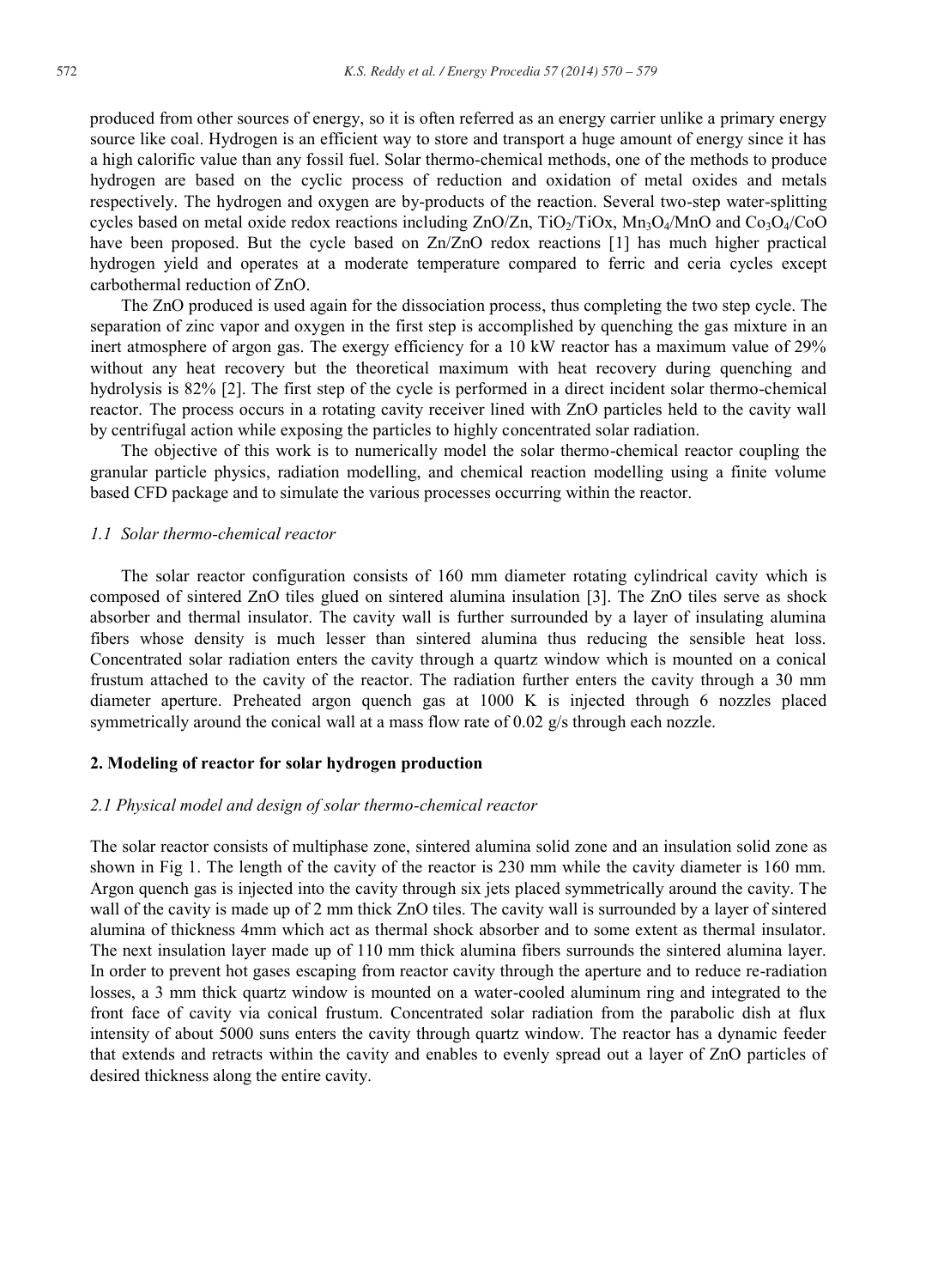produced from other sources of energy, so it is often referred as an energy carrier unlike a primary energy source like coal. Hydrogen is an efficient way to store and transport a huge amount of energy since it has a high calorific value than any fossil fuel. Solar thermo-chemical methods, one of the methods to produce hydrogen are based on the cyclic process of reduction and oxidation of metal oxides and metals respectively. The hydrogen and oxygen are by-products of the reaction. Several two-step water-splitting cycles based on metal oxide redox reactions including ZnO/Zn, $TiO_2$/TiOx, $Mn_3O_4$/MnO and $Co_3O_4$/CoO have been proposed. But the cycle based on Zn/ZnO redox reactions [1] has much higher practical hydrogen yield and operates at a moderate temperature compared to ferric and ceria cycles except carbothermal reduction of ZnO.

The ZnO produced is used again for the dissociation process, thus completing the two step cycle. The separation of zinc vapor and oxygen in the first step is accomplished by quenching the gas mixture in an inert atmosphere of argon gas. The exergy efficiency for a 10 kW reactor has a maximum value of 29% without any heat recovery but the theoretical maximum with heat recovery during quenching and hydrolysis is 82% [2]. The first step of the cycle is performed in a direct incident solar thermo-chemical reactor. The process occurs in a rotating cavity receiver lined with ZnO particles held to the cavity wall by centrifugal action while exposing the particles to highly concentrated solar radiation.

The objective of this work is to numerically model the solar thermo-chemical reactor coupling the granular particle physics, radiation modelling, and chemical reaction modelling using a finite volume based CFD package and to simulate the various processes occurring within the reactor.

### *1.1 Solar thermo-chemical reactor*

The solar reactor configuration consists of 160 mm diameter rotating cylindrical cavity which is composed of sintered ZnO tiles glued on sintered alumina insulation [3]. The ZnO tiles serve as shock absorber and thermal insulator. The cavity wall is further surrounded by a layer of insulating alumina fibers whose density is much lesser than sintered alumina thus reducing the sensible heat loss. Concentrated solar radiation enters the cavity through a quartz window which is mounted on a conical frustum attached to the cavity of the reactor. The radiation further enters the cavity through a 30 mm diameter aperture. Preheated argon quench gas at 1000 K is injected through 6 nozzles placed symmetrically around the conical wall at a mass flow rate of 0.02 g/s through each nozzle.

## **2. Modeling of reactor for solar hydrogen production**

### *2.1 Physical model and design of solar thermo-chemical reactor*

The solar reactor consists of multiphase zone, sintered alumina solid zone and an insulation solid zone as shown in Fig 1. The length of the cavity of the reactor is 230 mm while the cavity diameter is 160 mm. Argon quench gas is injected into the cavity through six jets placed symmetrically around the cavity. The wall of the cavity is made up of 2 mm thick ZnO tiles. The cavity wall is surrounded by a layer of sintered alumina of thickness 4mm which act as thermal shock absorber and to some extent as thermal insulator. The next insulation layer made up of 110 mm thick alumina fibers surrounds the sintered alumina layer. In order to prevent hot gases escaping from reactor cavity through the aperture and to reduce re-radiation losses, a 3 mm thick quartz window is mounted on a water-cooled aluminum ring and integrated to the front face of cavity via conical frustum. Concentrated solar radiation from the parabolic dish at flux intensity of about 5000 suns enters the cavity through quartz window. The reactor has a dynamic feeder that extends and retracts within the cavity and enables to evenly spread out a layer of ZnO particles of desired thickness along the entire cavity.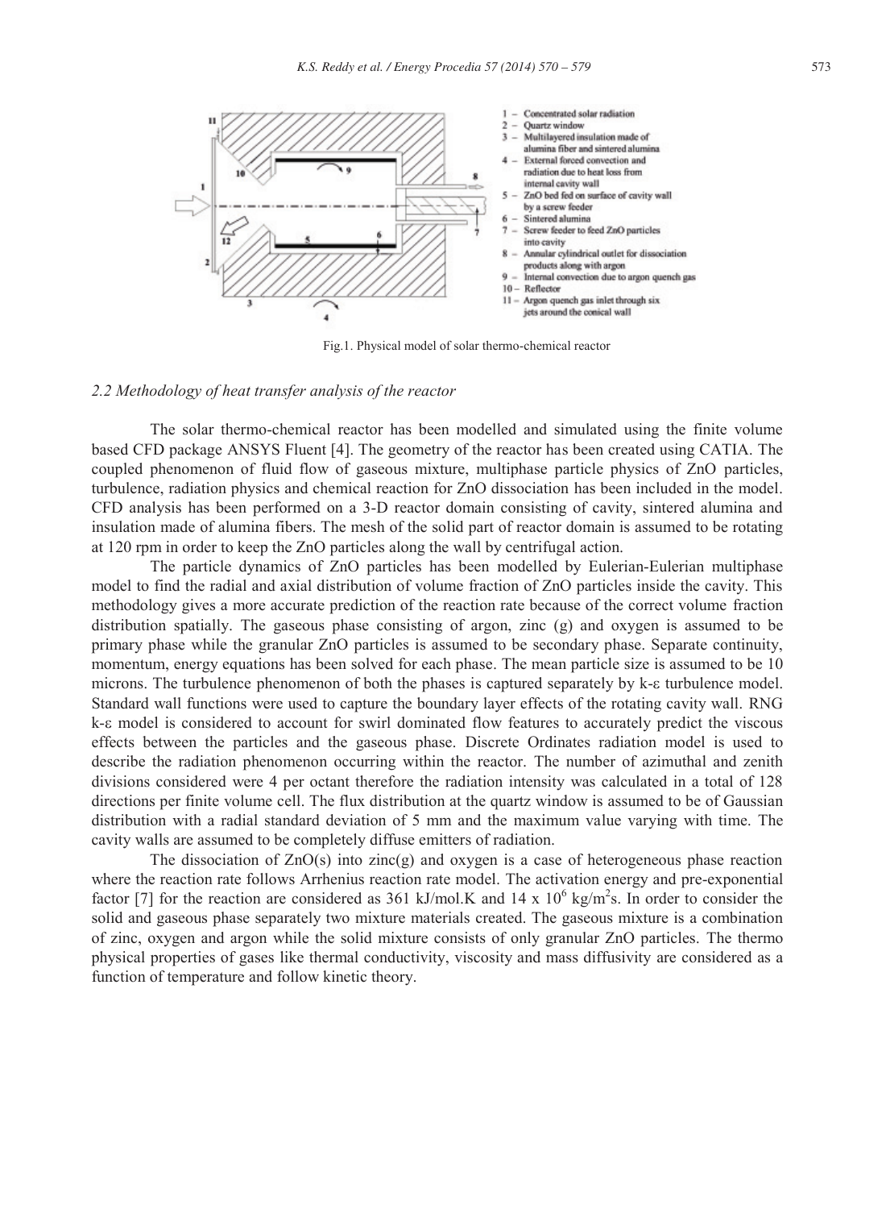1 – Concentrated solar radiation
2 – Quartz window
3 – Multilayered insulation made of alumina fiber and sintered alumina
4 – External forced convection and radiation due to heat loss from internal cavity wall
5 – ZnO bed fed on surface of cavity wall by a screw feeder
6 – Sintered alumina
7 – Screw feeder to feed ZnO particles into cavity
8 – Annular cylindrical outlet for dissociation products along with argon
9 – Internal convection due to argon quench gas
10 – Reflector
11 – Argon quench gas inlet through six jets around the conical wall

Fig.1. Physical model of solar thermo-chemical reactor

### 2.2 Methodology of heat transfer analysis of the reactor

The solar thermo-chemical reactor has been modelled and simulated using the finite volume based CFD package ANSYS Fluent [4]. The geometry of the reactor has been created using CATIA. The coupled phenomenon of fluid flow of gaseous mixture, multiphase particle physics of ZnO particles, turbulence, radiation physics and chemical reaction for ZnO dissociation has been included in the model. CFD analysis has been performed on a 3-D reactor domain consisting of cavity, sintered alumina and insulation made of alumina fibers. The mesh of the solid part of reactor domain is assumed to be rotating at 120 rpm in order to keep the ZnO particles along the wall by centrifugal action.

The particle dynamics of ZnO particles has been modelled by Eulerian-Eulerian multiphase model to find the radial and axial distribution of volume fraction of ZnO particles inside the cavity. This methodology gives a more accurate prediction of the reaction rate because of the correct volume fraction distribution spatially. The gaseous phase consisting of argon, zinc (g) and oxygen is assumed to be primary phase while the granular ZnO particles is assumed to be secondary phase. Separate continuity, momentum, energy equations has been solved for each phase. The mean particle size is assumed to be 10 microns. The turbulence phenomenon of both the phases is captured separately by k-ε turbulence model. Standard wall functions were used to capture the boundary layer effects of the rotating cavity wall. RNG k-ε model is considered to account for swirl dominated flow features to accurately predict the viscous effects between the particles and the gaseous phase. Discrete Ordinates radiation model is used to describe the radiation phenomenon occurring within the reactor. The number of azimuthal and zenith divisions considered were 4 per octant therefore the radiation intensity was calculated in a total of 128 directions per finite volume cell. The flux distribution at the quartz window is assumed to be of Gaussian distribution with a radial standard deviation of 5 mm and the maximum value varying with time. The cavity walls are assumed to be completely diffuse emitters of radiation.

The dissociation of ZnO(s) into zinc(g) and oxygen is a case of heterogeneous phase reaction where the reaction rate follows Arrhenius reaction rate model. The activation energy and pre-exponential factor [7] for the reaction are considered as 361 kJ/mol.K and $14 \times 10^6$ kg/m$^2$s. In order to consider the solid and gaseous phase separately two mixture materials created. The gaseous mixture is a combination of zinc, oxygen and argon while the solid mixture consists of only granular ZnO particles. The thermo physical properties of gases like thermal conductivity, viscosity and mass diffusivity are considered as a function of temperature and follow kinetic theory.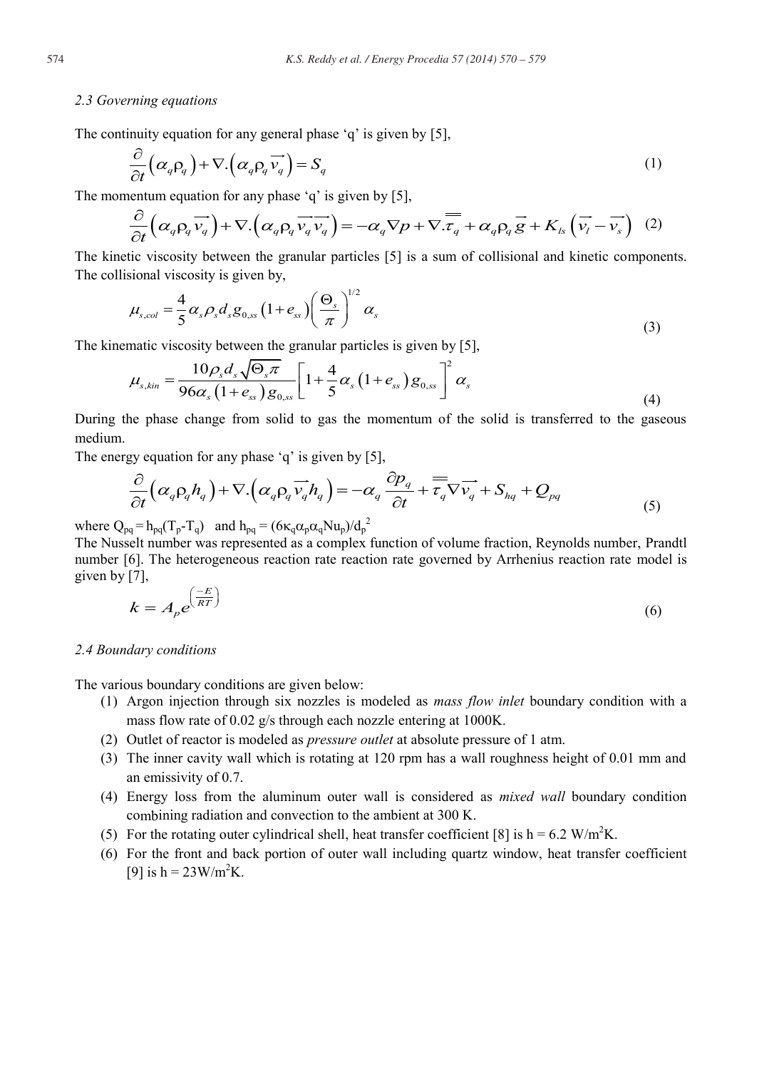### 2.3 Governing equations

The continuity equation for any general phase 'q' is given by [5],

$$\frac{\partial}{\partial t}\left(\alpha_q \rho_q\right) + \nabla.\left(\alpha_q \rho_q \overrightarrow{v_q}\right) = S_q \tag{1}$$

The momentum equation for any phase 'q' is given by [5],

$$\frac{\partial}{\partial t}\left(\alpha_q \rho_q \overrightarrow{v_q}\right) + \nabla.\left(\alpha_q \rho_q \overrightarrow{v_q}\overrightarrow{v_q}\right) = -\alpha_q \nabla p + \nabla.\overline{\overline{\tau_q}} + \alpha_q \rho_q \vec{g} + K_{ls}\left(\overrightarrow{v_l} - \overrightarrow{v_s}\right) \tag{2}$$

The kinetic viscosity between the granular particles [5] is a sum of collisional and kinetic components. The collisional viscosity is given by,

$$\mu_{s,col} = \frac{4}{5}\alpha_s \rho_s d_s g_{0,ss}\left(1 + e_{ss}\right)\left(\frac{\Theta_s}{\pi}\right)^{1/2} \alpha_s \tag{3}$$

The kinematic viscosity between the granular particles is given by [5],

$$\mu_{s,kin} = \frac{10\rho_s d_s \sqrt{\Theta_s \pi}}{96\alpha_s\left(1 + e_{ss}\right) g_{0,ss}}\left[1 + \frac{4}{5}\alpha_s\left(1 + e_{ss}\right) g_{0,ss}\right]^2 \alpha_s \tag{4}$$

During the phase change from solid to gas the momentum of the solid is transferred to the gaseous medium.

The energy equation for any phase 'q' is given by [5],

$$\frac{\partial}{\partial t}\left(\alpha_q \rho_q h_q\right) + \nabla.\left(\alpha_q \rho_q \overrightarrow{v_q} h_q\right) = -\alpha_q \frac{\partial p_q}{\partial t} + \overline{\overline{\tau_q}}\nabla\overrightarrow{v_q} + S_{hq} + Q_{pq} \tag{5}$$

where $Q_{pq} = h_{pq}(T_p - T_q)$ and $h_{pq} = (6\kappa_q \alpha_p \alpha_q Nu_p)/d_p^2$

The Nusselt number was represented as a complex function of volume fraction, Reynolds number, Prandtl number [6]. The heterogeneous reaction rate reaction rate governed by Arrhenius reaction rate model is given by [7],

$$k = A_p e^{\left(\frac{-E}{RT}\right)} \tag{6}$$

### 2.4 Boundary conditions

The various boundary conditions are given below:

1. Argon injection through six nozzles is modeled as *mass flow inlet* boundary condition with a mass flow rate of 0.02 g/s through each nozzle entering at 1000K.
2. Outlet of reactor is modeled as *pressure outlet* at absolute pressure of 1 atm.
3. The inner cavity wall which is rotating at 120 rpm has a wall roughness height of 0.01 mm and an emissivity of 0.7.
4. Energy loss from the aluminum outer wall is considered as *mixed wall* boundary condition combining radiation and convection to the ambient at 300 K.
5. For the rotating outer cylindrical shell, heat transfer coefficient [8] is $h = 6.2$ W/m$^2$K.
6. For the front and back portion of outer wall including quartz window, heat transfer coefficient [9] is $h = 23$W/m$^2$K.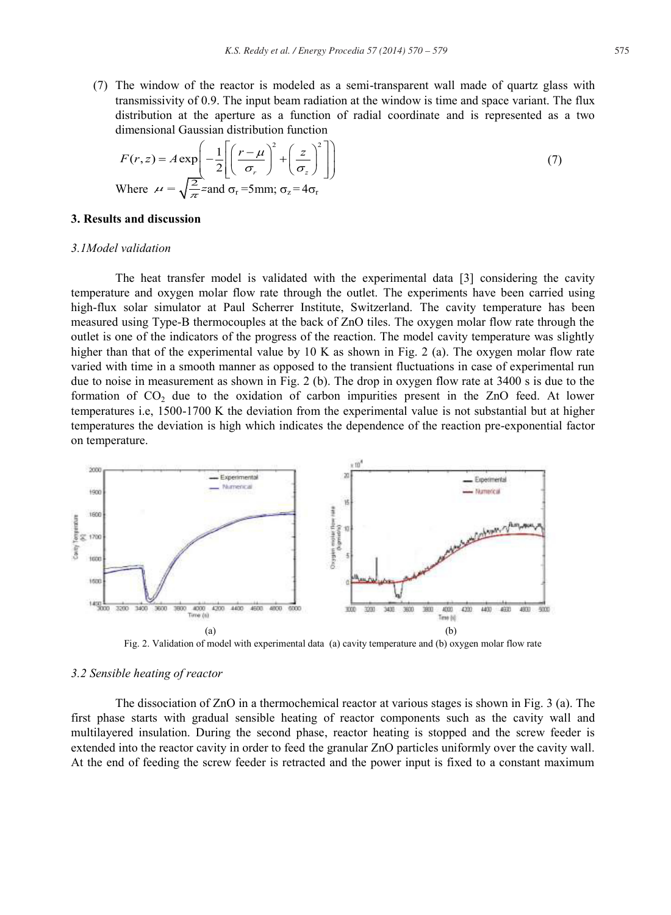(7) The window of the reactor is modeled as a semi-transparent wall made of quartz glass with transmissivity of 0.9. The input beam radiation at the window is time and space variant. The flux distribution at the aperture as a function of radial coordinate and is represented as a two dimensional Gaussian distribution function

$$F(r,z) = A\exp\left(-\frac{1}{2}\left[\left(\frac{r-\mu}{\sigma_r}\right)^2 + \left(\frac{z}{\sigma_z}\right)^2\right]\right) \tag{7}$$

Where $\mu = \sqrt{\frac{2}{\pi}}z$ and $\sigma_r$ =5mm; $\sigma_z = 4\sigma_r$

## 3. Results and discussion

### *3.1Model validation*

The heat transfer model is validated with the experimental data [3] considering the cavity temperature and oxygen molar flow rate through the outlet. The experiments have been carried using high-flux solar simulator at Paul Scherrer Institute, Switzerland. The cavity temperature has been measured using Type-B thermocouples at the back of ZnO tiles. The oxygen molar flow rate through the outlet is one of the indicators of the progress of the reaction. The model cavity temperature was slightly higher than that of the experimental value by 10 K as shown in Fig. 2 (a). The oxygen molar flow rate varied with time in a smooth manner as opposed to the transient fluctuations in case of experimental run due to noise in measurement as shown in Fig. 2 (b). The drop in oxygen flow rate at 3400 s is due to the formation of $CO_2$ due to the oxidation of carbon impurities present in the ZnO feed. At lower temperatures i.e, 1500-1700 K the deviation from the experimental value is not substantial but at higher temperatures the deviation is high which indicates the dependence of the reaction pre-exponential factor on temperature.

Fig. 2. Validation of model with experimental data (a) cavity temperature and (b) oxygen molar flow rate

### *3.2 Sensible heating of reactor*

The dissociation of ZnO in a thermochemical reactor at various stages is shown in Fig. 3 (a). The first phase starts with gradual sensible heating of reactor components such as the cavity wall and multilayered insulation. During the second phase, reactor heating is stopped and the screw feeder is extended into the reactor cavity in order to feed the granular ZnO particles uniformly over the cavity wall. At the end of feeding the screw feeder is retracted and the power input is fixed to a constant maximum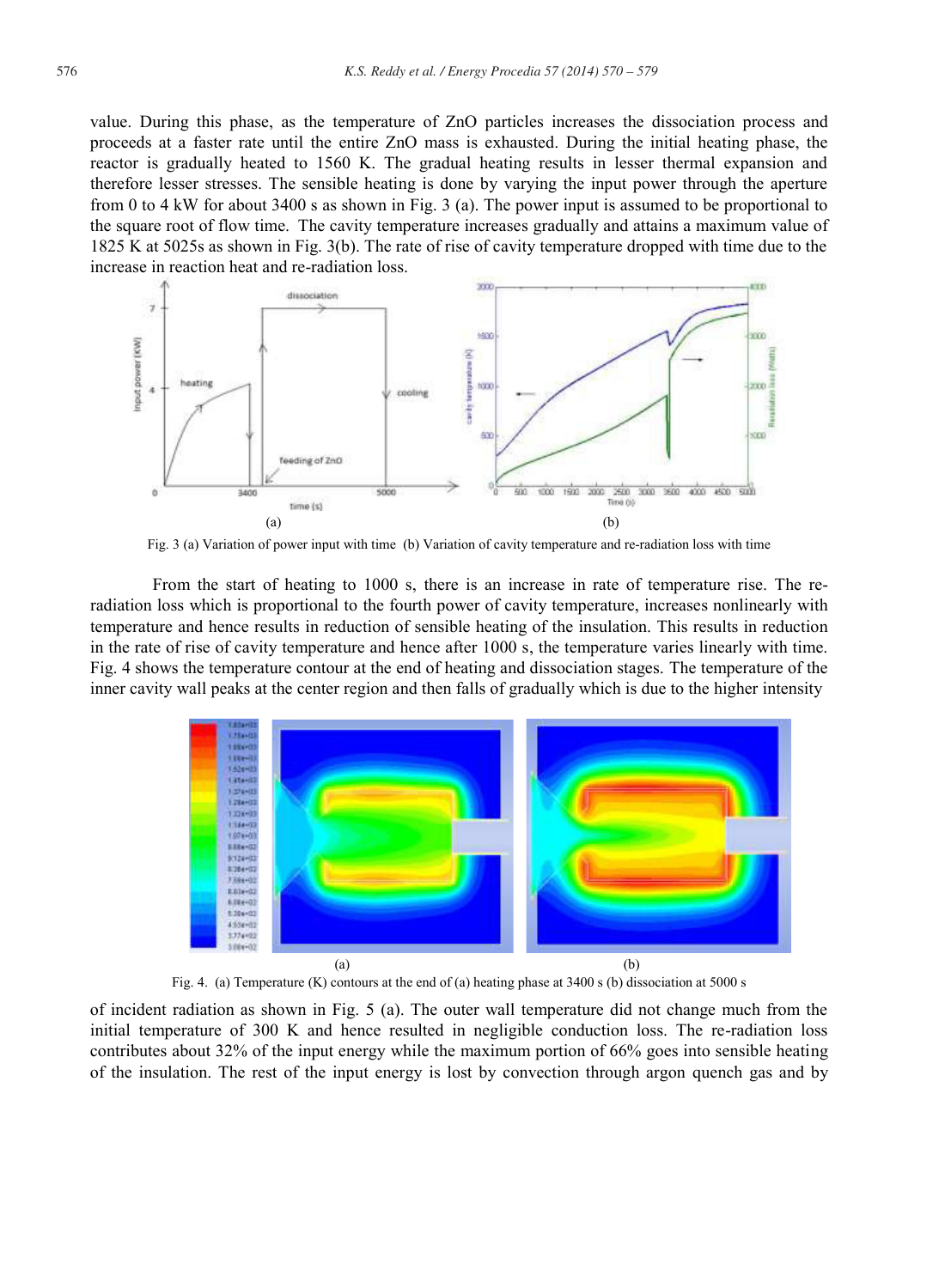value. During this phase, as the temperature of ZnO particles increases the dissociation process and proceeds at a faster rate until the entire ZnO mass is exhausted. During the initial heating phase, the reactor is gradually heated to 1560 K. The gradual heating results in lesser thermal expansion and therefore lesser stresses. The sensible heating is done by varying the input power through the aperture from 0 to 4 kW for about 3400 s as shown in Fig. 3 (a). The power input is assumed to be proportional to the square root of flow time. The cavity temperature increases gradually and attains a maximum value of 1825 K at 5025s as shown in Fig. 3(b). The rate of rise of cavity temperature dropped with time due to the increase in reaction heat and re-radiation loss.

Fig. 3 (a) Variation of power input with time (b) Variation of cavity temperature and re-radiation loss with time

From the start of heating to 1000 s, there is an increase in rate of temperature rise. The re-radiation loss which is proportional to the fourth power of cavity temperature, increases nonlinearly with temperature and hence results in reduction of sensible heating of the insulation. This results in reduction in the rate of rise of cavity temperature and hence after 1000 s, the temperature varies linearly with time. Fig. 4 shows the temperature contour at the end of heating and dissociation stages. The temperature of the inner cavity wall peaks at the center region and then falls of gradually which is due to the higher intensity

Fig. 4. (a) Temperature (K) contours at the end of (a) heating phase at 3400 s (b) dissociation at 5000 s

of incident radiation as shown in Fig. 5 (a). The outer wall temperature did not change much from the initial temperature of 300 K and hence resulted in negligible conduction loss. The re-radiation loss contributes about 32% of the input energy while the maximum portion of 66% goes into sensible heating of the insulation. The rest of the input energy is lost by convection through argon quench gas and by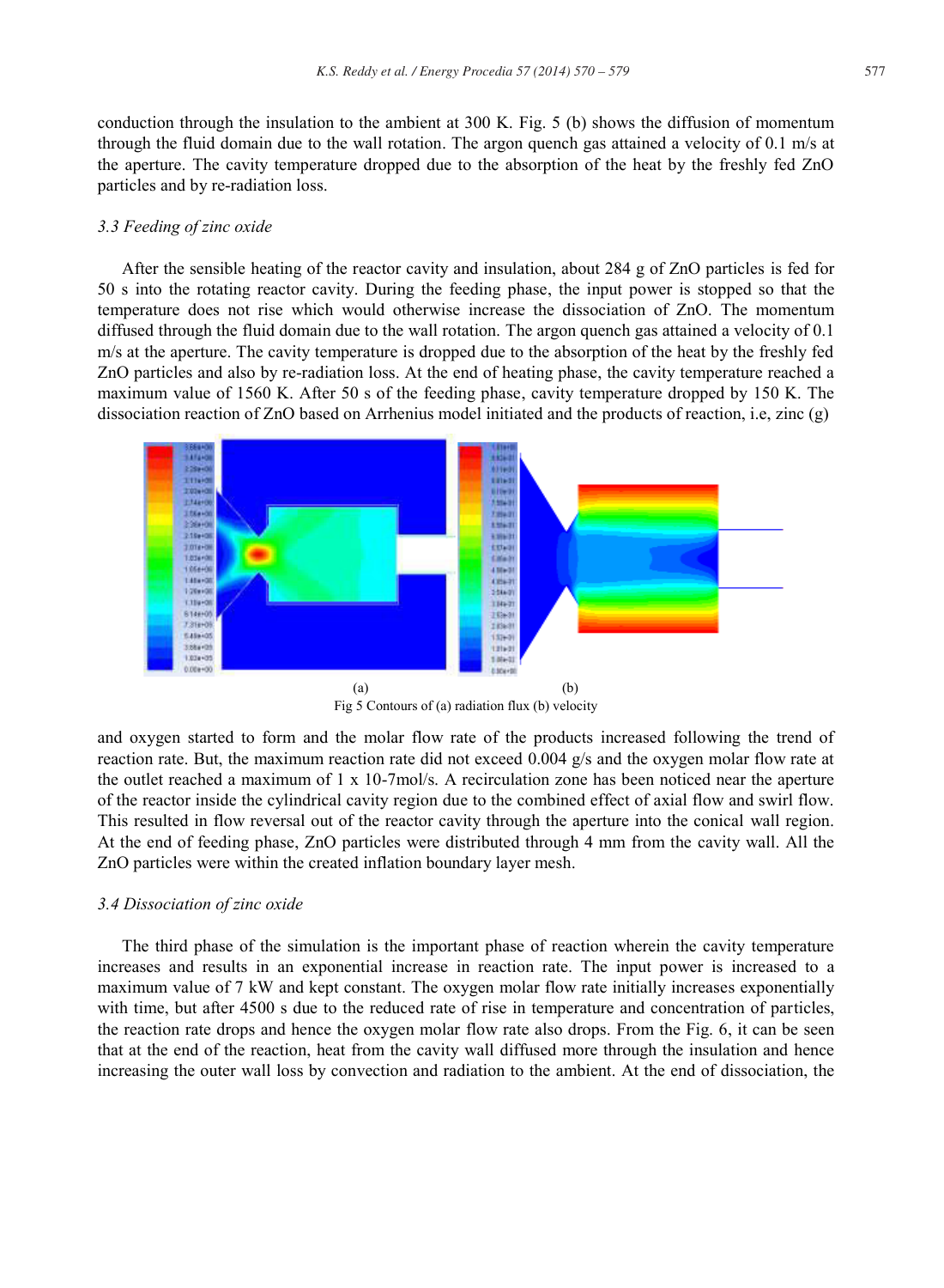conduction through the insulation to the ambient at 300 K. Fig. 5 (b) shows the diffusion of momentum through the fluid domain due to the wall rotation. The argon quench gas attained a velocity of 0.1 m/s at the aperture. The cavity temperature dropped due to the absorption of the heat by the freshly fed ZnO particles and by re-radiation loss.

### *3.3 Feeding of zinc oxide*

After the sensible heating of the reactor cavity and insulation, about 284 g of ZnO particles is fed for 50 s into the rotating reactor cavity. During the feeding phase, the input power is stopped so that the temperature does not rise which would otherwise increase the dissociation of ZnO. The momentum diffused through the fluid domain due to the wall rotation. The argon quench gas attained a velocity of 0.1 m/s at the aperture. The cavity temperature is dropped due to the absorption of the heat by the freshly fed ZnO particles and also by re-radiation loss. At the end of heating phase, the cavity temperature reached a maximum value of 1560 K. After 50 s of the feeding phase, cavity temperature dropped by 150 K. The dissociation reaction of ZnO based on Arrhenius model initiated and the products of reaction, i.e, zinc (g)

(a) (b)

Fig 5 Contours of (a) radiation flux (b) velocity

and oxygen started to form and the molar flow rate of the products increased following the trend of reaction rate. But, the maximum reaction rate did not exceed 0.004 g/s and the oxygen molar flow rate at the outlet reached a maximum of 1 x 10-7mol/s. A recirculation zone has been noticed near the aperture of the reactor inside the cylindrical cavity region due to the combined effect of axial flow and swirl flow. This resulted in flow reversal out of the reactor cavity through the aperture into the conical wall region. At the end of feeding phase, ZnO particles were distributed through 4 mm from the cavity wall. All the ZnO particles were within the created inflation boundary layer mesh.

### *3.4 Dissociation of zinc oxide*

The third phase of the simulation is the important phase of reaction wherein the cavity temperature increases and results in an exponential increase in reaction rate. The input power is increased to a maximum value of 7 kW and kept constant. The oxygen molar flow rate initially increases exponentially with time, but after 4500 s due to the reduced rate of rise in temperature and concentration of particles, the reaction rate drops and hence the oxygen molar flow rate also drops. From the Fig. 6, it can be seen that at the end of the reaction, heat from the cavity wall diffused more through the insulation and hence increasing the outer wall loss by convection and radiation to the ambient. At the end of dissociation, the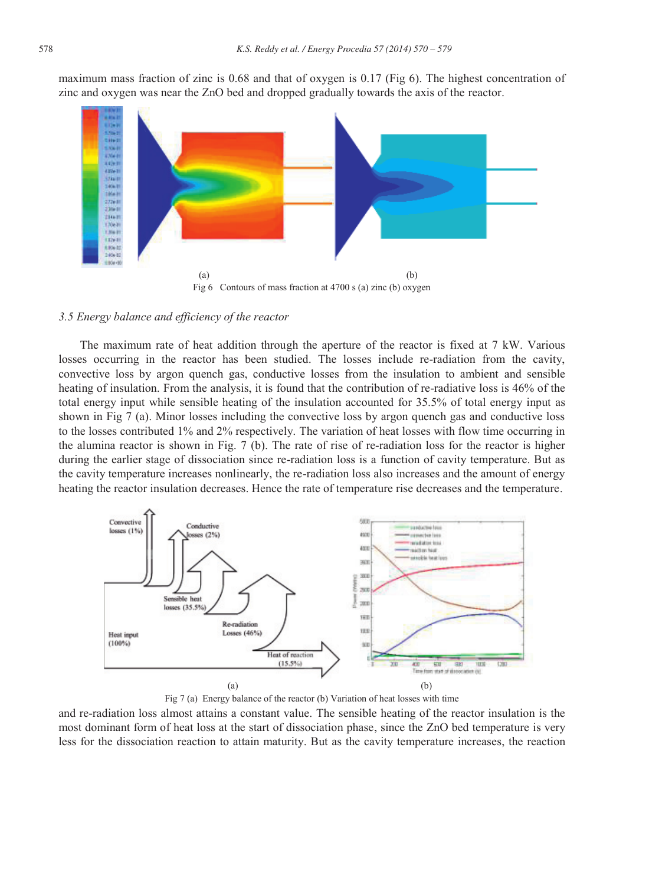maximum mass fraction of zinc is 0.68 and that of oxygen is 0.17 (Fig 6). The highest concentration of zinc and oxygen was near the ZnO bed and dropped gradually towards the axis of the reactor.

(a) (b)

Fig 6 Contours of mass fraction at 4700 s (a) zinc (b) oxygen

### *3.5 Energy balance and efficiency of the reactor*

The maximum rate of heat addition through the aperture of the reactor is fixed at 7 kW. Various losses occurring in the reactor has been studied. The losses include re-radiation from the cavity, convective loss by argon quench gas, conductive losses from the insulation to ambient and sensible heating of insulation. From the analysis, it is found that the contribution of re-radiative loss is 46% of the total energy input while sensible heating of the insulation accounted for 35.5% of total energy input as shown in Fig 7 (a). Minor losses including the convective loss by argon quench gas and conductive loss to the losses contributed 1% and 2% respectively. The variation of heat losses with flow time occurring in the alumina reactor is shown in Fig. 7 (b). The rate of rise of re-radiation loss for the reactor is higher during the earlier stage of dissociation since re-radiation loss is a function of cavity temperature. But as the cavity temperature increases nonlinearly, the re-radiation loss also increases and the amount of energy heating the reactor insulation decreases. Hence the rate of temperature rise decreases and the temperature.

(a) (b)

Fig 7 (a) Energy balance of the reactor (b) Variation of heat losses with time

and re-radiation loss almost attains a constant value. The sensible heating of the reactor insulation is the most dominant form of heat loss at the start of dissociation phase, since the ZnO bed temperature is very less for the dissociation reaction to attain maturity. But as the cavity temperature increases, the reaction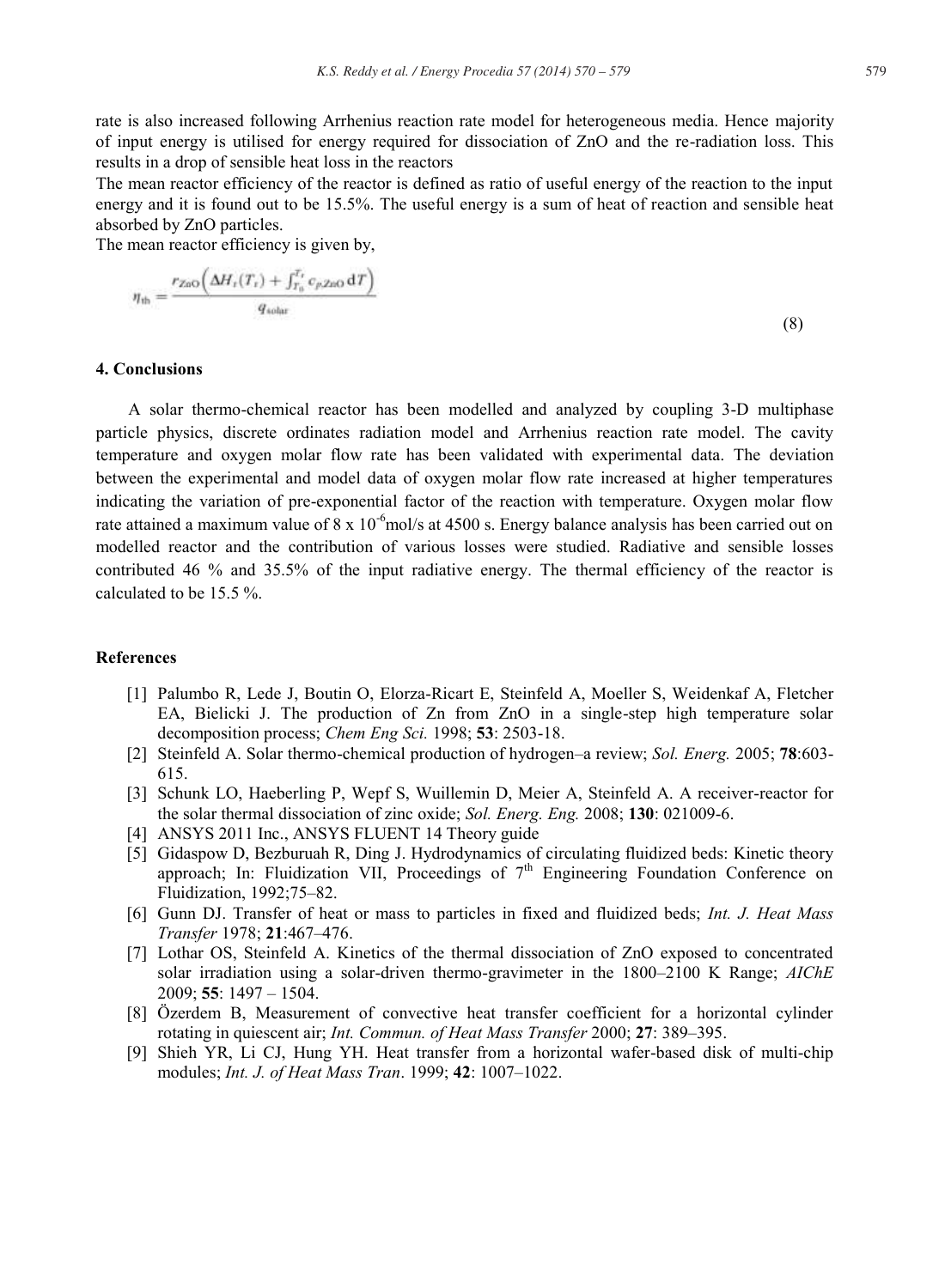rate is also increased following Arrhenius reaction rate model for heterogeneous media. Hence majority of input energy is utilised for energy required for dissociation of ZnO and the re-radiation loss. This results in a drop of sensible heat loss in the reactors

The mean reactor efficiency of the reactor is defined as ratio of useful energy of the reaction to the input energy and it is found out to be 15.5%. The useful energy is a sum of heat of reaction and sensible heat absorbed by ZnO particles.

The mean reactor efficiency is given by,

$$\eta_{\mathrm{th}} = \frac{r_{\mathrm{ZnO}}\left(\Delta H_{r}(T_{r}) + \int_{T_0}^{T_r} c_{p,\mathrm{ZnO}}\,\mathrm{d}T\right)}{q_{\mathrm{solar}}} \tag{8}$$

## 4. Conclusions

A solar thermo-chemical reactor has been modelled and analyzed by coupling 3-D multiphase particle physics, discrete ordinates radiation model and Arrhenius reaction rate model. The cavity temperature and oxygen molar flow rate has been validated with experimental data. The deviation between the experimental and model data of oxygen molar flow rate increased at higher temperatures indicating the variation of pre-exponential factor of the reaction with temperature. Oxygen molar flow rate attained a maximum value of $8 \times 10^{-6}$mol/s at 4500 s. Energy balance analysis has been carried out on modelled reactor and the contribution of various losses were studied. Radiative and sensible losses contributed 46 % and 35.5% of the input radiative energy. The thermal efficiency of the reactor is calculated to be 15.5 %.

## References

[1] Palumbo R, Lede J, Boutin O, Elorza-Ricart E, Steinfeld A, Moeller S, Weidenkaf A, Fletcher EA, Bielicki J. The production of Zn from ZnO in a single-step high temperature solar decomposition process; *Chem Eng Sci.* 1998; **53**: 2503-18.

[2] Steinfeld A. Solar thermo-chemical production of hydrogen–a review; *Sol. Energ.* 2005; **78**:603-615.

[3] Schunk LO, Haeberling P, Wepf S, Wuillemin D, Meier A, Steinfeld A. A receiver-reactor for the solar thermal dissociation of zinc oxide; *Sol. Energ. Eng.* 2008; **130**: 021009-6.

[4] ANSYS 2011 Inc., ANSYS FLUENT 14 Theory guide

[5] Gidaspow D, Bezburuah R, Ding J. Hydrodynamics of circulating fluidized beds: Kinetic theory approach; In: Fluidization VII, Proceedings of 7th Engineering Foundation Conference on Fluidization, 1992;75–82.

[6] Gunn DJ. Transfer of heat or mass to particles in fixed and fluidized beds; *Int. J. Heat Mass Transfer* 1978; **21**:467–476.

[7] Lothar OS, Steinfeld A. Kinetics of the thermal dissociation of ZnO exposed to concentrated solar irradiation using a solar-driven thermo-gravimeter in the 1800–2100 K Range; *AIChE* 2009; **55**: 1497 – 1504.

[8] Özerdem B, Measurement of convective heat transfer coefficient for a horizontal cylinder rotating in quiescent air; *Int. Commun. of Heat Mass Transfer* 2000; **27**: 389–395.

[9] Shieh YR, Li CJ, Hung YH. Heat transfer from a horizontal wafer-based disk of multi-chip modules; *Int. J. of Heat Mass Tran*. 1999; **42**: 1007–1022.